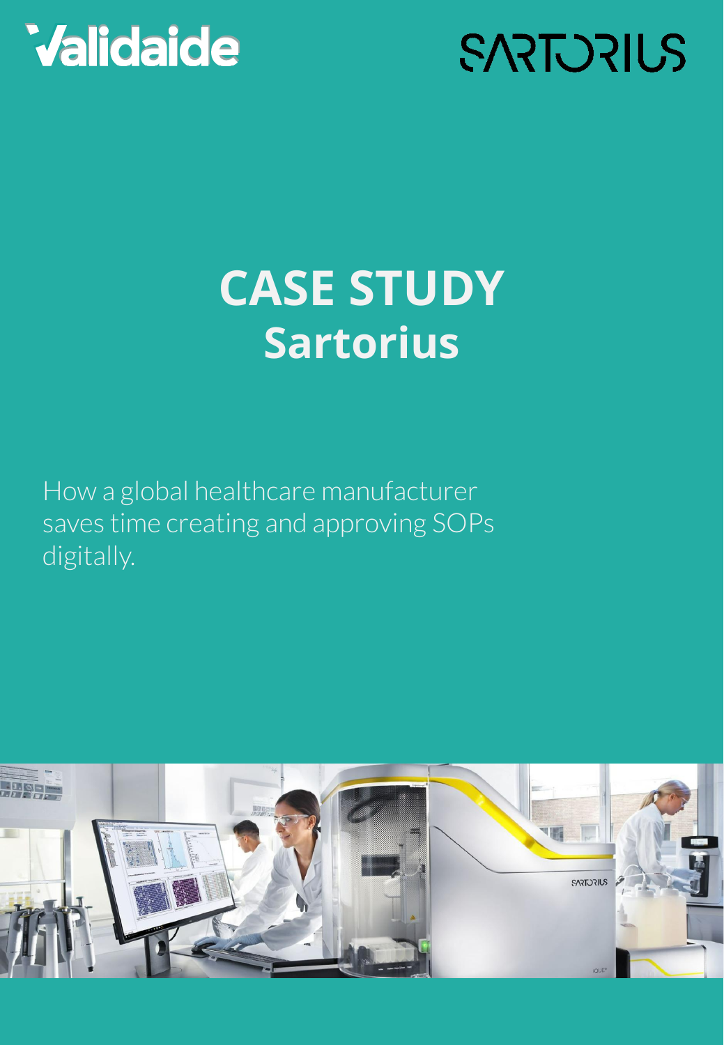Validaide

SARTORIUS

# CASE STUDY
## Sartorius

How a global healthcare manufacturer saves time creating and approving SOPs digitally.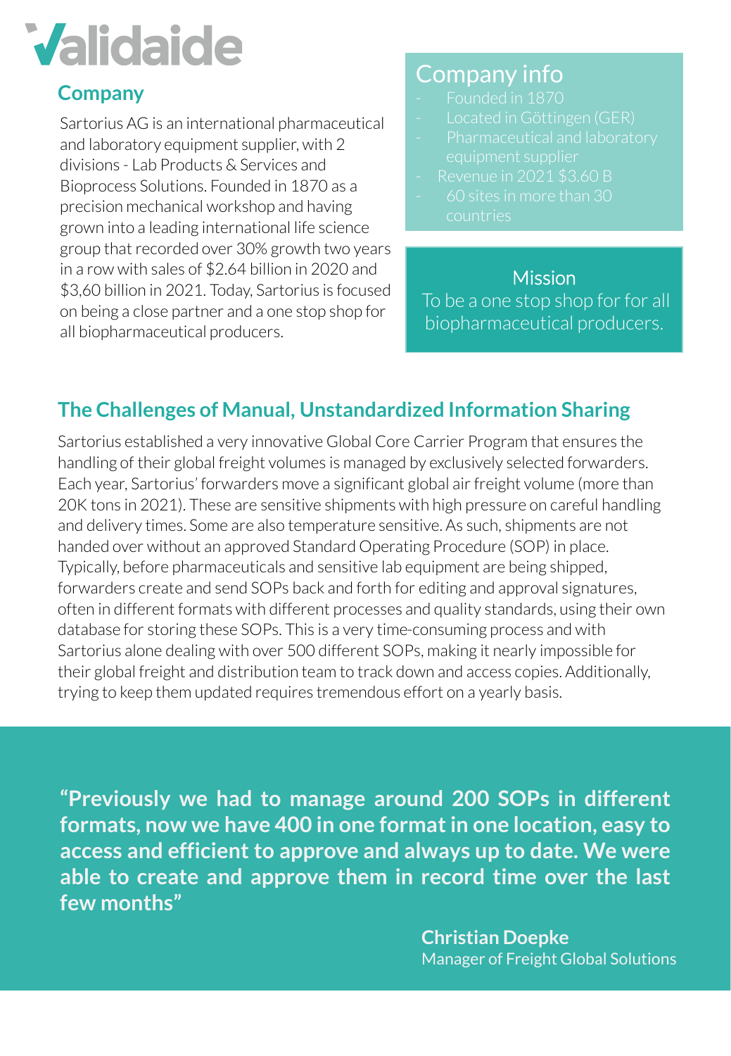# Validaide

## Company

Sartorius AG is an international pharmaceutical and laboratory equipment supplier, with 2 divisions - Lab Products & Services and Bioprocess Solutions. Founded in 1870 as a precision mechanical workshop and having grown into a leading international life science group that recorded over 30% growth two years in a row with sales of $2.64 billion in 2020 and $3,60 billion in 2021. Today, Sartorius is focused on being a close partner and a one stop shop for all biopharmaceutical producers.

## Company info

- Founded in 1870
- Located in Göttingen (GER)
- Pharmaceutical and laboratory equipment supplier
- Revenue in 2021 $3.60 B
- 60 sites in more than 30 countries

**Mission**

To be a one stop shop for for all biopharmaceutical producers.

## The Challenges of Manual, Unstandardized Information Sharing

Sartorius established a very innovative Global Core Carrier Program that ensures the handling of their global freight volumes is managed by exclusively selected forwarders. Each year, Sartorius' forwarders move a significant global air freight volume (more than 20K tons in 2021). These are sensitive shipments with high pressure on careful handling and delivery times. Some are also temperature sensitive. As such, shipments are not handed over without an approved Standard Operating Procedure (SOP) in place. Typically, before pharmaceuticals and sensitive lab equipment are being shipped, forwarders create and send SOPs back and forth for editing and approval signatures, often in different formats with different processes and quality standards, using their own database for storing these SOPs. This is a very time-consuming process and with Sartorius alone dealing with over 500 different SOPs, making it nearly impossible for their global freight and distribution team to track down and access copies. Additionally, trying to keep them updated requires tremendous effort on a yearly basis.

**"Previously we had to manage around 200 SOPs in different formats, now we have 400 in one format in one location, easy to access and efficient to approve and always up to date. We were able to create and approve them in record time over the last few months"**

**Christian Doepke**
Manager of Freight Global Solutions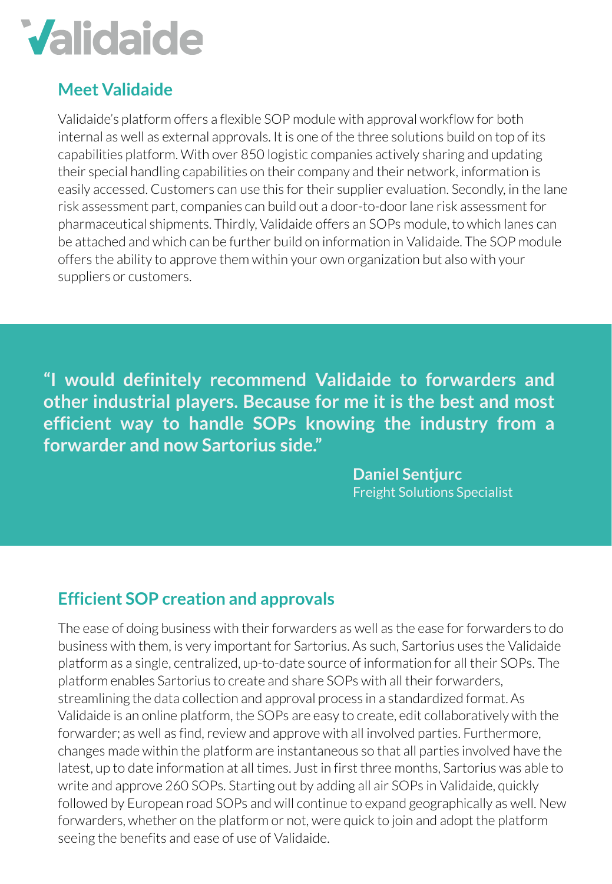## Meet Validaide

Validaide's platform offers a flexible SOP module with approval workflow for both internal as well as external approvals. It is one of the three solutions build on top of its capabilities platform. With over 850 logistic companies actively sharing and updating their special handling capabilities on their company and their network, information is easily accessed. Customers can use this for their supplier evaluation. Secondly, in the lane risk assessment part, companies can build out a door-to-door lane risk assessment for pharmaceutical shipments. Thirdly, Validaide offers an SOPs module, to which lanes can be attached and which can be further build on information in Validaide. The SOP module offers the ability to approve them within your own organization but also with your suppliers or customers.

> **"I would definitely recommend Validaide to forwarders and other industrial players. Because for me it is the best and most efficient way to handle SOPs knowing the industry from a forwarder and now Sartorius side."**
>
> **Daniel Sentjurc**
> Freight Solutions Specialist

## Efficient SOP creation and approvals

The ease of doing business with their forwarders as well as the ease for forwarders to do business with them, is very important for Sartorius. As such, Sartorius uses the Validaide platform as a single, centralized, up-to-date source of information for all their SOPs. The platform enables Sartorius to create and share SOPs with all their forwarders, streamlining the data collection and approval process in a standardized format. As Validaide is an online platform, the SOPs are easy to create, edit collaboratively with the forwarder; as well as find, review and approve with all involved parties. Furthermore, changes made within the platform are instantaneous so that all parties involved have the latest, up to date information at all times. Just in first three months, Sartorius was able to write and approve 260 SOPs. Starting out by adding all air SOPs in Validaide, quickly followed by European road SOPs and will continue to expand geographically as well. New forwarders, whether on the platform or not, were quick to join and adopt the platform seeing the benefits and ease of use of Validaide.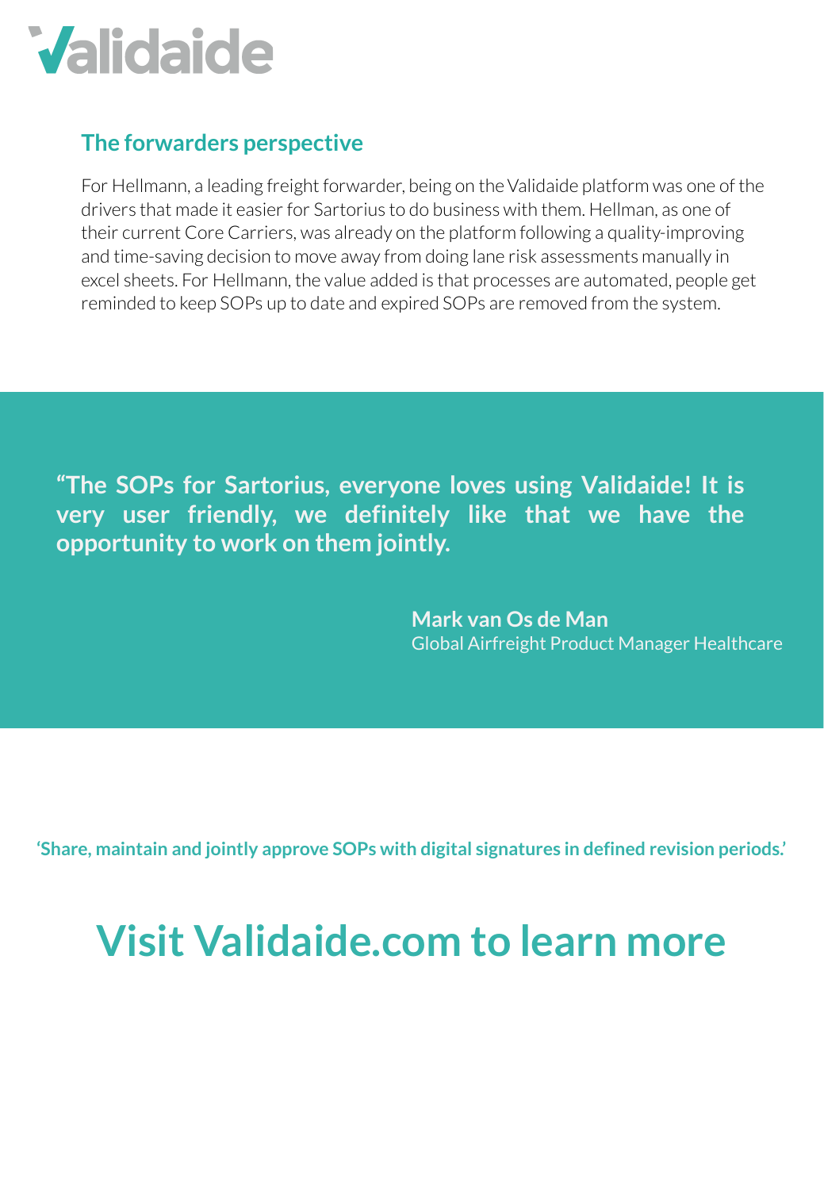Validaide

## The forwarders perspective

For Hellmann, a leading freight forwarder, being on the Validaide platform was one of the drivers that made it easier for Sartorius to do business with them. Hellman, as one of their current Core Carriers, was already on the platform following a quality-improving and time-saving decision to move away from doing lane risk assessments manually in excel sheets. For Hellmann, the value added is that processes are automated, people get reminded to keep SOPs up to date and expired SOPs are removed from the system.

> **"The SOPs for Sartorius, everyone loves using Validaide! It is very user friendly, we definitely like that we have the opportunity to work on them jointly.**
>
> **Mark van Os de Man**
> Global Airfreight Product Manager Healthcare

**'Share, maintain and jointly approve SOPs with digital signatures in defined revision periods.'**

# Visit Validaide.com to learn more